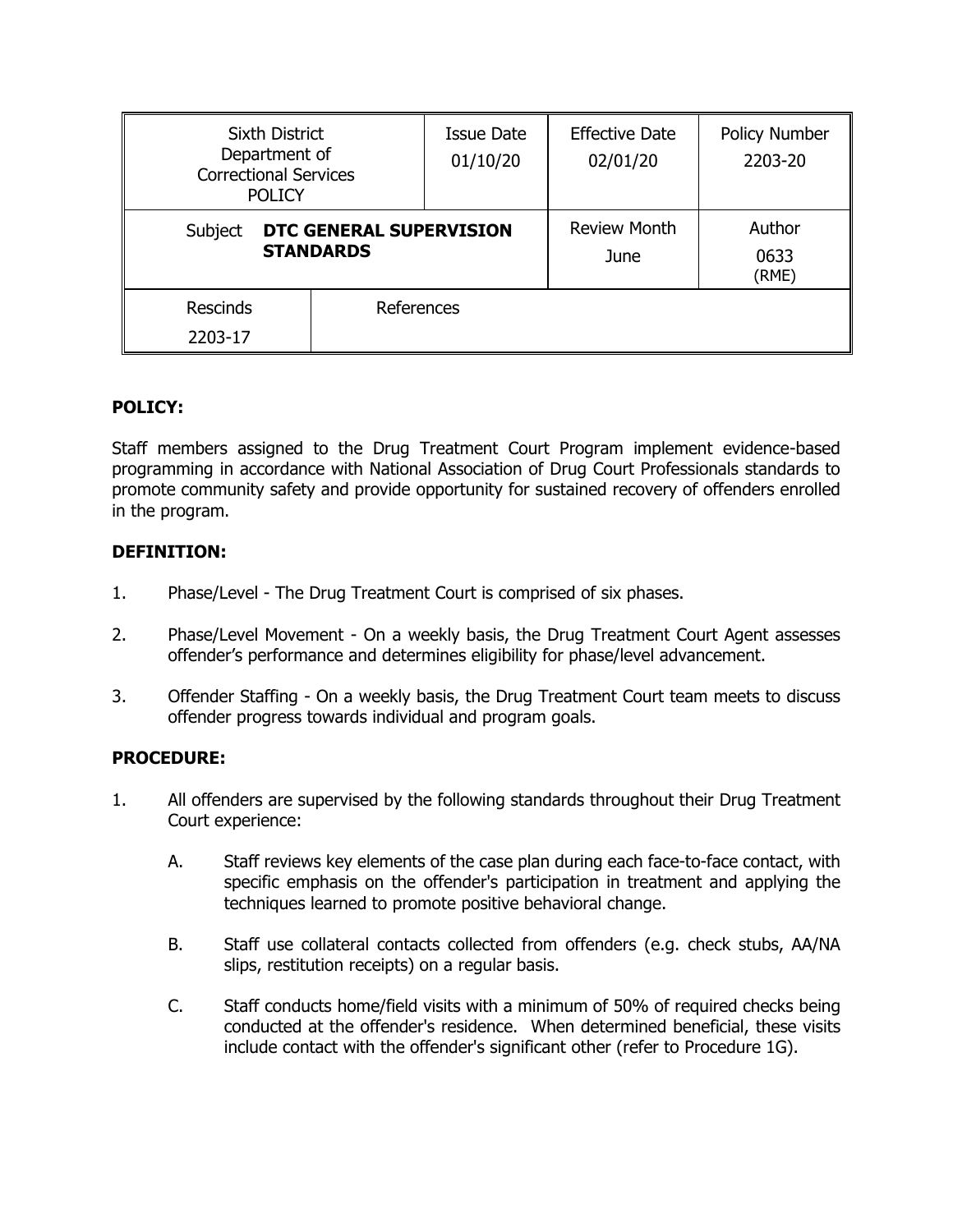| Sixth District Department of Correctional Services POLICY | | Issue Date 01/10/20 | Effective Date 02/01/20 | Policy Number 2203-20 |
|---|---|---|---|---|
| Subject **DTC GENERAL SUPERVISION STANDARDS** | | | Review Month June | Author 0633 (RME) |
| Rescinds 2203-17 | References | | | |

**POLICY:**

Staff members assigned to the Drug Treatment Court Program implement evidence-based programming in accordance with National Association of Drug Court Professionals standards to promote community safety and provide opportunity for sustained recovery of offenders enrolled in the program.

**DEFINITION:**

1. Phase/Level - The Drug Treatment Court is comprised of six phases.

2. Phase/Level Movement - On a weekly basis, the Drug Treatment Court Agent assesses offender's performance and determines eligibility for phase/level advancement.

3. Offender Staffing - On a weekly basis, the Drug Treatment Court team meets to discuss offender progress towards individual and program goals.

**PROCEDURE:**

1. All offenders are supervised by the following standards throughout their Drug Treatment Court experience:

   A. Staff reviews key elements of the case plan during each face-to-face contact, with specific emphasis on the offender's participation in treatment and applying the techniques learned to promote positive behavioral change.

   B. Staff use collateral contacts collected from offenders (e.g. check stubs, AA/NA slips, restitution receipts) on a regular basis.

   C. Staff conducts home/field visits with a minimum of 50% of required checks being conducted at the offender's residence. When determined beneficial, these visits include contact with the offender's significant other (refer to Procedure 1G).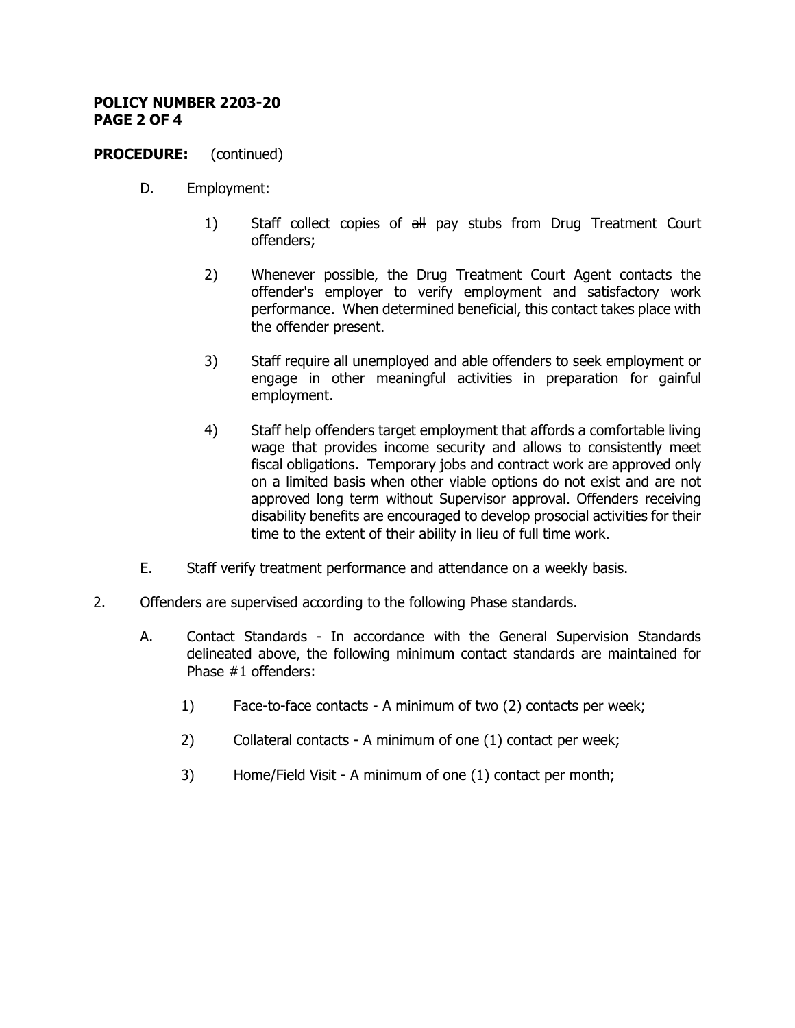**PROCEDURE:** (continued)

D. Employment:

1) Staff collect copies of ~~all~~ pay stubs from Drug Treatment Court offenders;

2) Whenever possible, the Drug Treatment Court Agent contacts the offender's employer to verify employment and satisfactory work performance. When determined beneficial, this contact takes place with the offender present.

3) Staff require all unemployed and able offenders to seek employment or engage in other meaningful activities in preparation for gainful employment.

4) Staff help offenders target employment that affords a comfortable living wage that provides income security and allows to consistently meet fiscal obligations. Temporary jobs and contract work are approved only on a limited basis when other viable options do not exist and are not approved long term without Supervisor approval. Offenders receiving disability benefits are encouraged to develop prosocial activities for their time to the extent of their ability in lieu of full time work.

E. Staff verify treatment performance and attendance on a weekly basis.

2. Offenders are supervised according to the following Phase standards.

A. Contact Standards - In accordance with the General Supervision Standards delineated above, the following minimum contact standards are maintained for Phase #1 offenders:

1) Face-to-face contacts - A minimum of two (2) contacts per week;

2) Collateral contacts - A minimum of one (1) contact per week;

3) Home/Field Visit - A minimum of one (1) contact per month;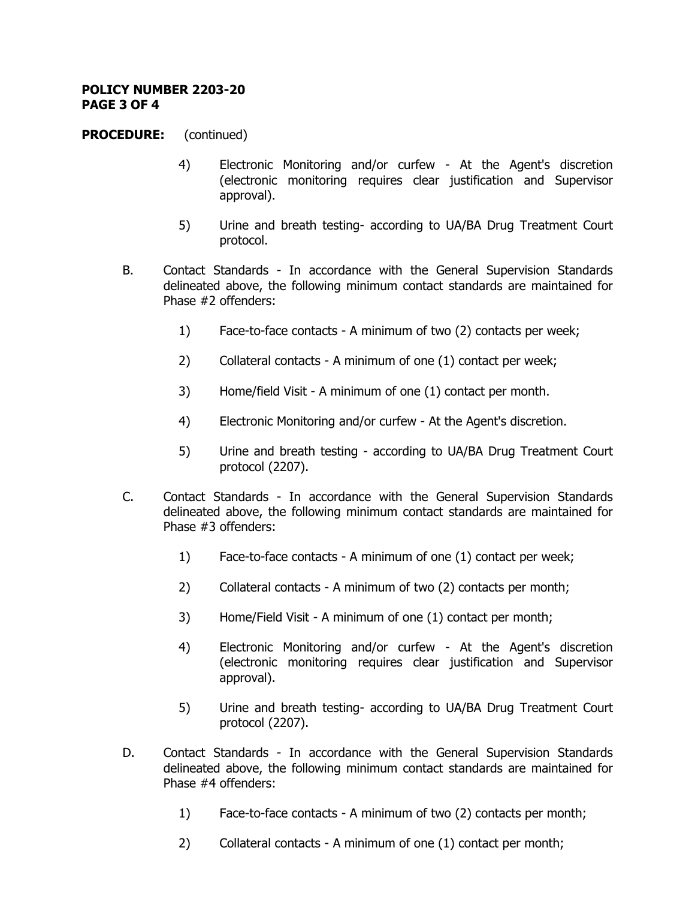**PROCEDURE:** (continued)

4) Electronic Monitoring and/or curfew - At the Agent's discretion (electronic monitoring requires clear justification and Supervisor approval).

5) Urine and breath testing- according to UA/BA Drug Treatment Court protocol.

B. Contact Standards - In accordance with the General Supervision Standards delineated above, the following minimum contact standards are maintained for Phase #2 offenders:

1) Face-to-face contacts - A minimum of two (2) contacts per week;

2) Collateral contacts - A minimum of one (1) contact per week;

3) Home/field Visit - A minimum of one (1) contact per month.

4) Electronic Monitoring and/or curfew - At the Agent's discretion.

5) Urine and breath testing - according to UA/BA Drug Treatment Court protocol (2207).

C. Contact Standards - In accordance with the General Supervision Standards delineated above, the following minimum contact standards are maintained for Phase #3 offenders:

1) Face-to-face contacts - A minimum of one (1) contact per week;

2) Collateral contacts - A minimum of two (2) contacts per month;

3) Home/Field Visit - A minimum of one (1) contact per month;

4) Electronic Monitoring and/or curfew - At the Agent's discretion (electronic monitoring requires clear justification and Supervisor approval).

5) Urine and breath testing- according to UA/BA Drug Treatment Court protocol (2207).

D. Contact Standards - In accordance with the General Supervision Standards delineated above, the following minimum contact standards are maintained for Phase #4 offenders:

1) Face-to-face contacts - A minimum of two (2) contacts per month;

2) Collateral contacts - A minimum of one (1) contact per month;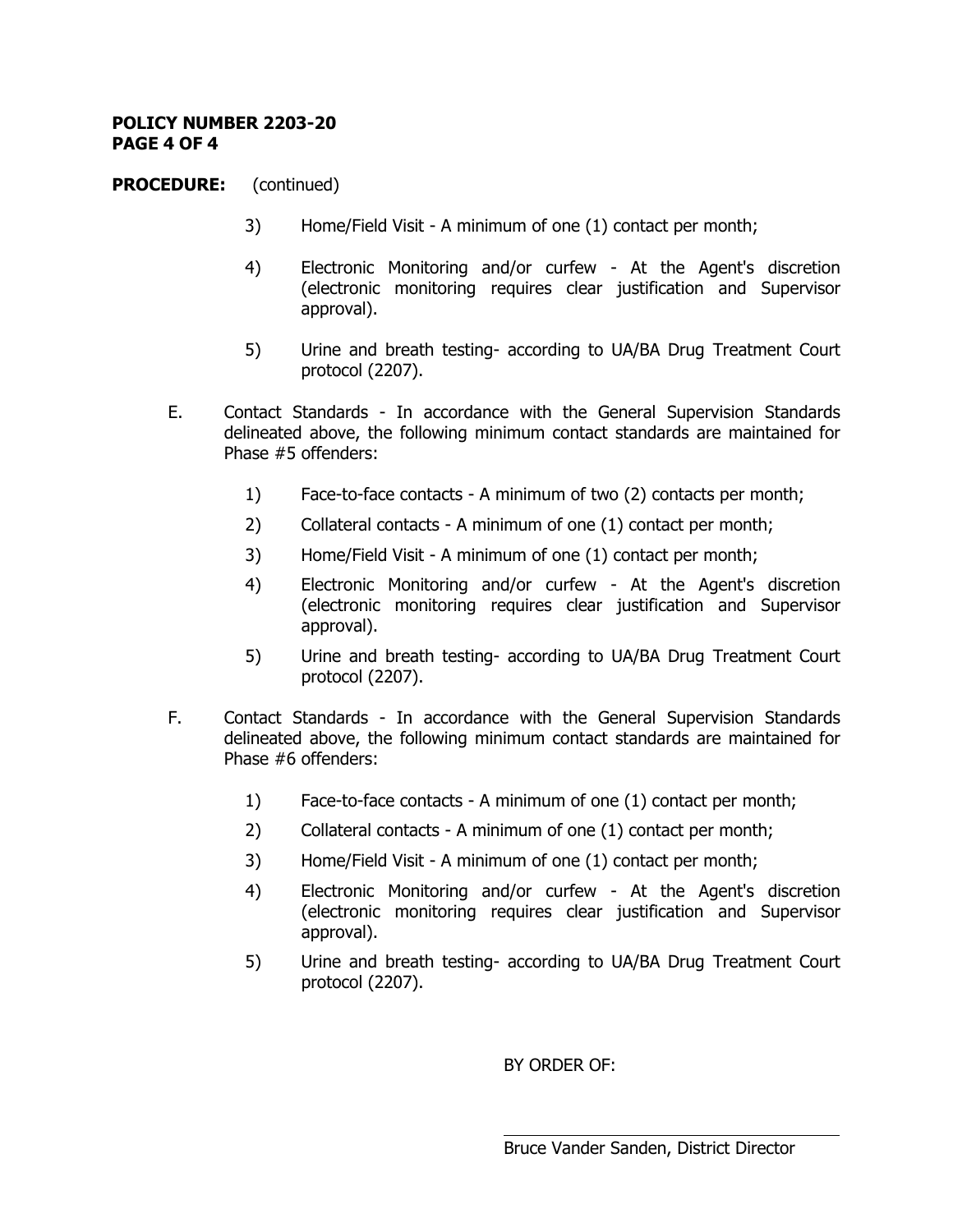**PROCEDURE:** (continued)

3) Home/Field Visit - A minimum of one (1) contact per month;

4) Electronic Monitoring and/or curfew - At the Agent's discretion (electronic monitoring requires clear justification and Supervisor approval).

5) Urine and breath testing- according to UA/BA Drug Treatment Court protocol (2207).

E. Contact Standards - In accordance with the General Supervision Standards delineated above, the following minimum contact standards are maintained for Phase #5 offenders:

1) Face-to-face contacts - A minimum of two (2) contacts per month;

2) Collateral contacts - A minimum of one (1) contact per month;

3) Home/Field Visit - A minimum of one (1) contact per month;

4) Electronic Monitoring and/or curfew - At the Agent's discretion (electronic monitoring requires clear justification and Supervisor approval).

5) Urine and breath testing- according to UA/BA Drug Treatment Court protocol (2207).

F. Contact Standards - In accordance with the General Supervision Standards delineated above, the following minimum contact standards are maintained for Phase #6 offenders:

1) Face-to-face contacts - A minimum of one (1) contact per month;

2) Collateral contacts - A minimum of one (1) contact per month;

3) Home/Field Visit - A minimum of one (1) contact per month;

4) Electronic Monitoring and/or curfew - At the Agent's discretion (electronic monitoring requires clear justification and Supervisor approval).

5) Urine and breath testing- according to UA/BA Drug Treatment Court protocol (2207).

BY ORDER OF:

Bruce Vander Sanden, District Director